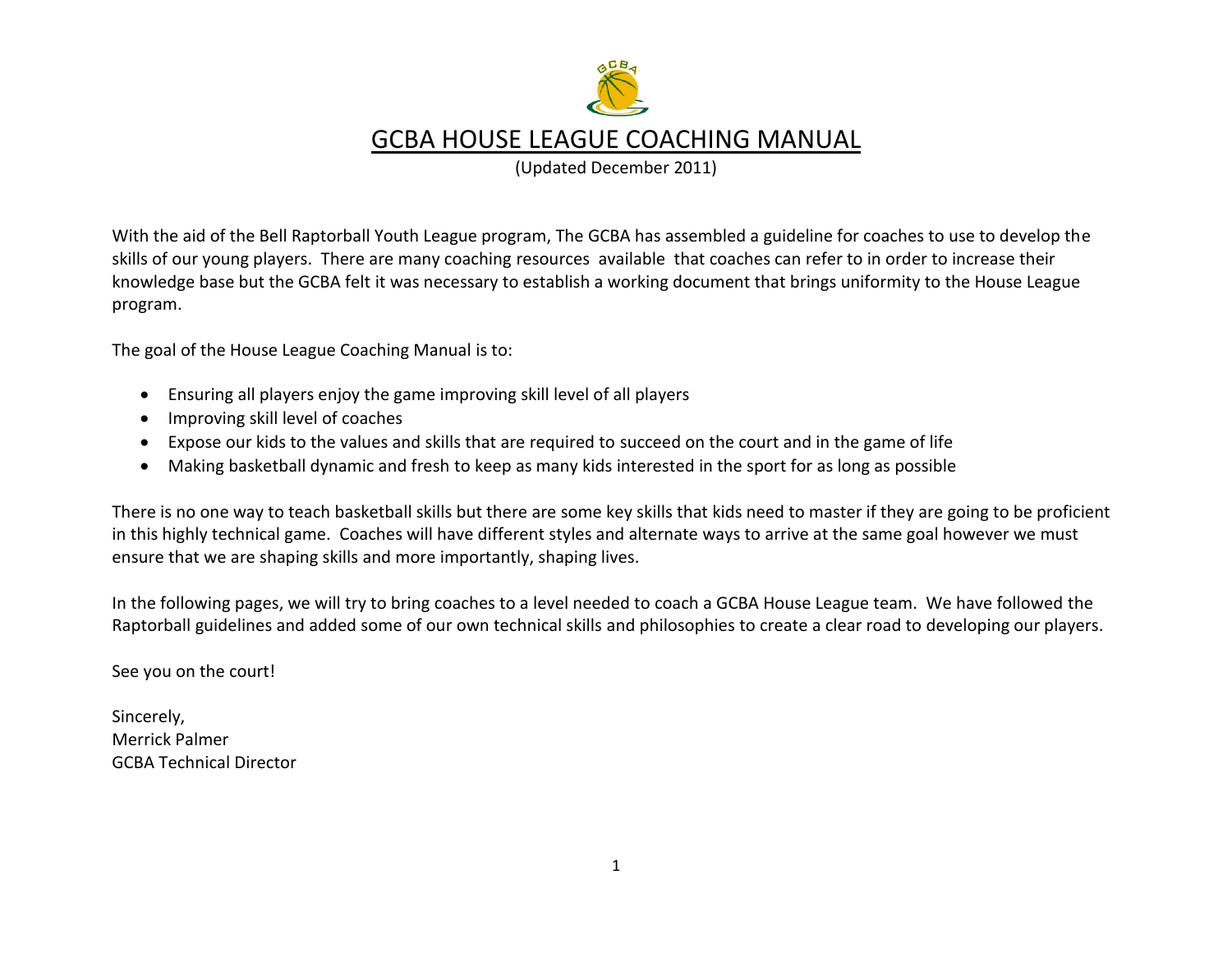# GCBA HOUSE LEAGUE COACHING MANUAL

(Updated December 2011)

With the aid of the Bell Raptorball Youth League program, The GCBA has assembled a guideline for coaches to use to develop the skills of our young players. There are many coaching resources available that coaches can refer to in order to increase their knowledge base but the GCBA felt it was necessary to establish a working document that brings uniformity to the House League program.

The goal of the House League Coaching Manual is to:

- Ensuring all players enjoy the game improving skill level of all players
- Improving skill level of coaches
- Expose our kids to the values and skills that are required to succeed on the court and in the game of life
- Making basketball dynamic and fresh to keep as many kids interested in the sport for as long as possible

There is no one way to teach basketball skills but there are some key skills that kids need to master if they are going to be proficient in this highly technical game. Coaches will have different styles and alternate ways to arrive at the same goal however we must ensure that we are shaping skills and more importantly, shaping lives.

In the following pages, we will try to bring coaches to a level needed to coach a GCBA House League team. We have followed the Raptorball guidelines and added some of our own technical skills and philosophies to create a clear road to developing our players.

See you on the court!

Sincerely,
Merrick Palmer
GCBA Technical Director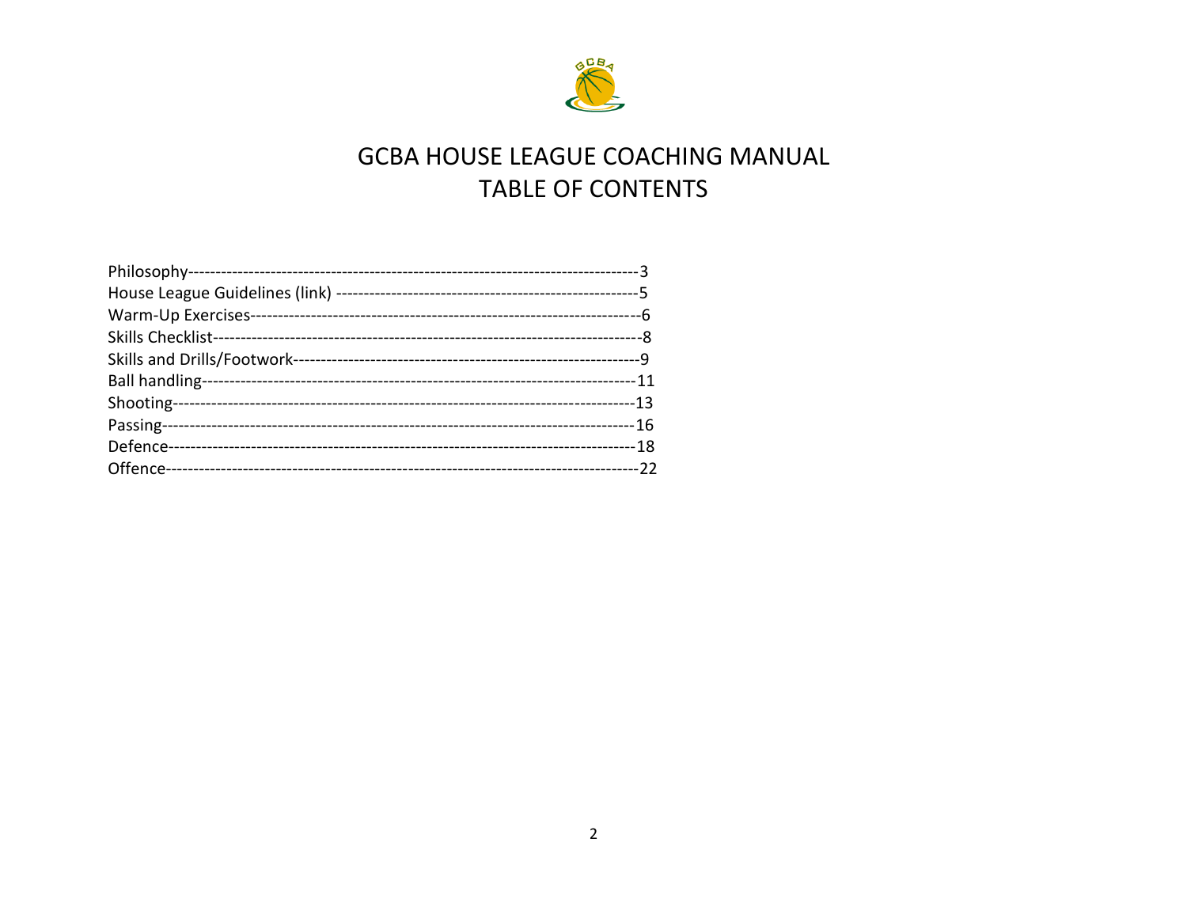# GCBA HOUSE LEAGUE COACHING MANUAL
## TABLE OF CONTENTS

Philosophy---------------------------------------------------------------------------------3
House League Guidelines (link) -----------------------------------------------------5
Warm-Up Exercises---------------------------------------------------------------------6
Skills Checklist------------------------------------------------------------------------------8
Skills and Drills/Footwork-------------------------------------------------------------9
Ball handling---------------------------------------------------------------------------------11
Shooting-----------------------------------------------------------------------------------------13
Passing-------------------------------------------------------------------------------------------16
Defence------------------------------------------------------------------------------------------18
Offence-------------------------------------------------------------------------------------------22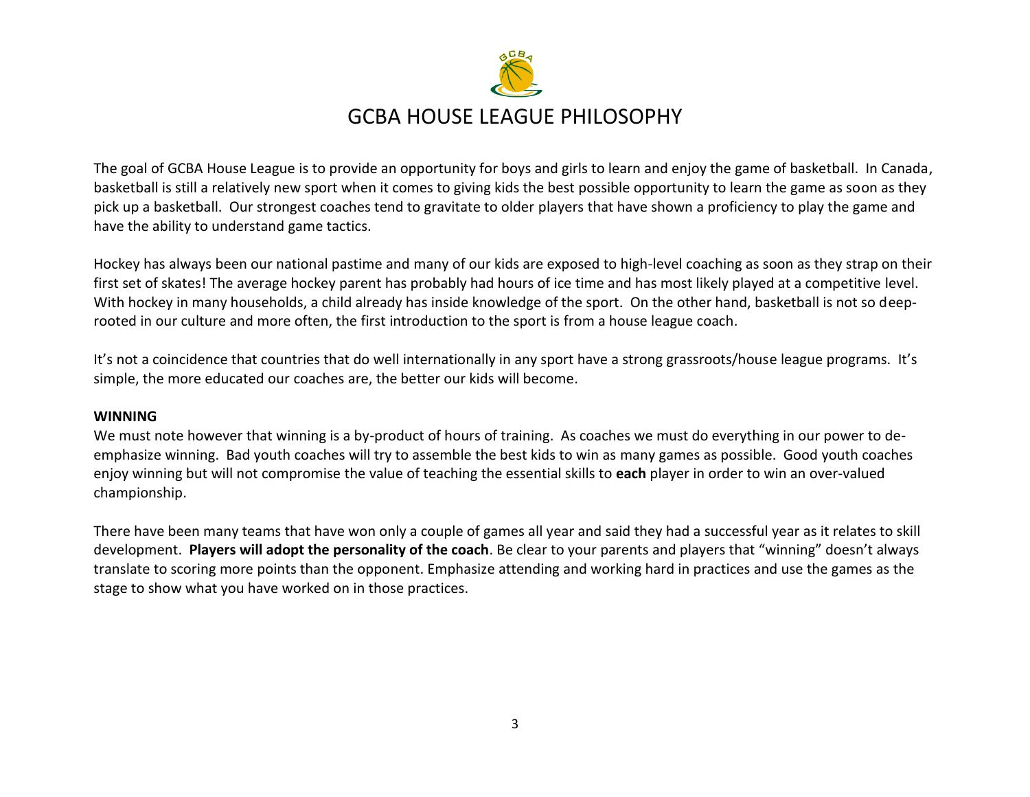# GCBA HOUSE LEAGUE PHILOSOPHY

The goal of GCBA House League is to provide an opportunity for boys and girls to learn and enjoy the game of basketball. In Canada, basketball is still a relatively new sport when it comes to giving kids the best possible opportunity to learn the game as soon as they pick up a basketball. Our strongest coaches tend to gravitate to older players that have shown a proficiency to play the game and have the ability to understand game tactics.

Hockey has always been our national pastime and many of our kids are exposed to high-level coaching as soon as they strap on their first set of skates! The average hockey parent has probably had hours of ice time and has most likely played at a competitive level. With hockey in many households, a child already has inside knowledge of the sport. On the other hand, basketball is not so deep-rooted in our culture and more often, the first introduction to the sport is from a house league coach.

It's not a coincidence that countries that do well internationally in any sport have a strong grassroots/house league programs. It's simple, the more educated our coaches are, the better our kids will become.

**WINNING**

We must note however that winning is a by-product of hours of training. As coaches we must do everything in our power to de-emphasize winning. Bad youth coaches will try to assemble the best kids to win as many games as possible. Good youth coaches enjoy winning but will not compromise the value of teaching the essential skills to **each** player in order to win an over-valued championship.

There have been many teams that have won only a couple of games all year and said they had a successful year as it relates to skill development. **Players will adopt the personality of the coach**. Be clear to your parents and players that "winning" doesn't always translate to scoring more points than the opponent. Emphasize attending and working hard in practices and use the games as the stage to show what you have worked on in those practices.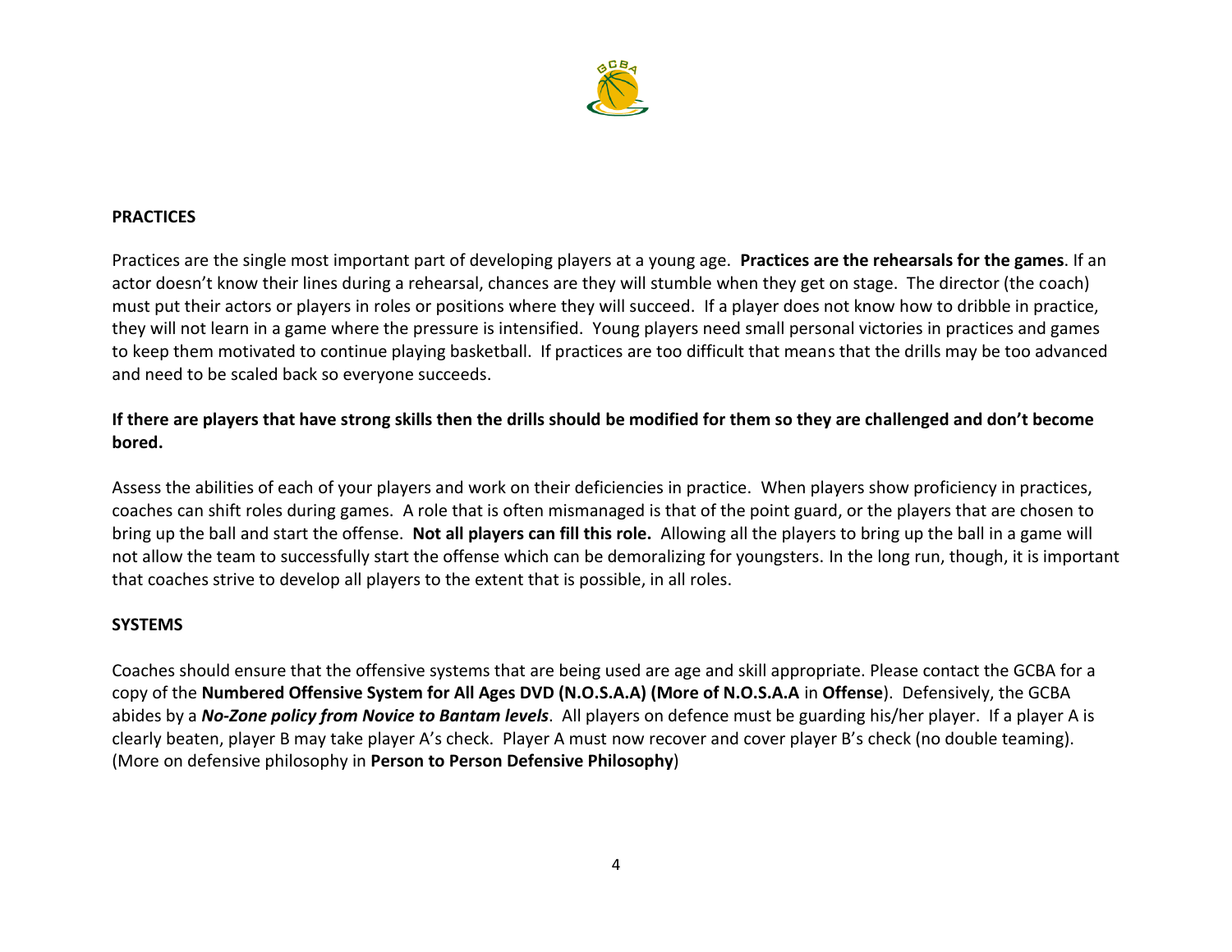## PRACTICES

Practices are the single most important part of developing players at a young age. **Practices are the rehearsals for the games**. If an actor doesn't know their lines during a rehearsal, chances are they will stumble when they get on stage. The director (the coach) must put their actors or players in roles or positions where they will succeed. If a player does not know how to dribble in practice, they will not learn in a game where the pressure is intensified. Young players need small personal victories in practices and games to keep them motivated to continue playing basketball. If practices are too difficult that means that the drills may be too advanced and need to be scaled back so everyone succeeds.

**If there are players that have strong skills then the drills should be modified for them so they are challenged and don't become bored.**

Assess the abilities of each of your players and work on their deficiencies in practice. When players show proficiency in practices, coaches can shift roles during games. A role that is often mismanaged is that of the point guard, or the players that are chosen to bring up the ball and start the offense. **Not all players can fill this role.** Allowing all the players to bring up the ball in a game will not allow the team to successfully start the offense which can be demoralizing for youngsters. In the long run, though, it is important that coaches strive to develop all players to the extent that is possible, in all roles.

## SYSTEMS

Coaches should ensure that the offensive systems that are being used are age and skill appropriate. Please contact the GCBA for a copy of the **Numbered Offensive System for All Ages DVD (N.O.S.A.A) (More of N.O.S.A.A** in **Offense**). Defensively, the GCBA abides by a ***No-Zone policy from Novice to Bantam levels***. All players on defence must be guarding his/her player. If a player A is clearly beaten, player B may take player A's check. Player A must now recover and cover player B's check (no double teaming). (More on defensive philosophy in **Person to Person Defensive Philosophy**)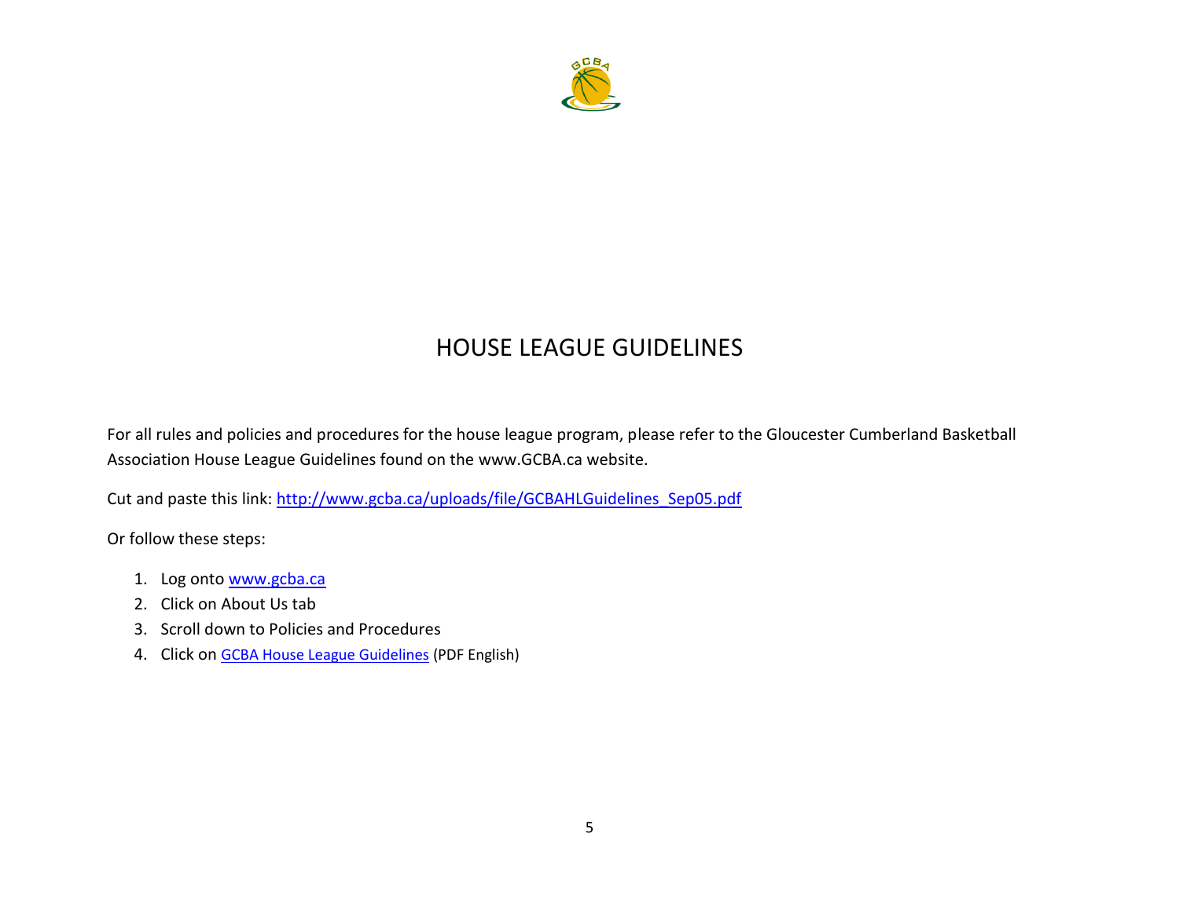# HOUSE LEAGUE GUIDELINES

For all rules and policies and procedures for the house league program, please refer to the Gloucester Cumberland Basketball Association House League Guidelines found on the www.GCBA.ca website.

Cut and paste this link: [http://www.gcba.ca/uploads/file/GCBAHLGuidelines_Sep05.pdf](http://www.gcba.ca/uploads/file/GCBAHLGuidelines_Sep05.pdf)

Or follow these steps:

1. Log onto [www.gcba.ca](http://www.gcba.ca)
2. Click on About Us tab
3. Scroll down to Policies and Procedures
4. Click on GCBA House League Guidelines (PDF English)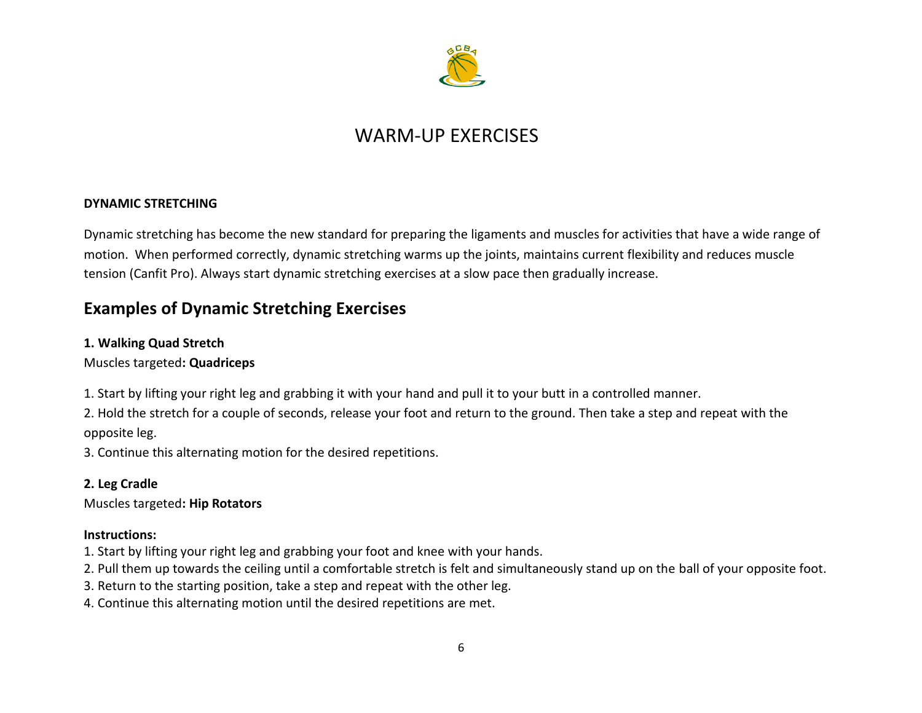# WARM-UP EXERCISES

**DYNAMIC STRETCHING**

Dynamic stretching has become the new standard for preparing the ligaments and muscles for activities that have a wide range of motion. When performed correctly, dynamic stretching warms up the joints, maintains current flexibility and reduces muscle tension (Canfit Pro). Always start dynamic stretching exercises at a slow pace then gradually increase.

## Examples of Dynamic Stretching Exercises

**1. Walking Quad Stretch**

Muscles targeted**: Quadriceps**

1. Start by lifting your right leg and grabbing it with your hand and pull it to your butt in a controlled manner.
2. Hold the stretch for a couple of seconds, release your foot and return to the ground. Then take a step and repeat with the opposite leg.
3. Continue this alternating motion for the desired repetitions.

**2. Leg Cradle**

Muscles targeted**: Hip Rotators**

**Instructions:**

1. Start by lifting your right leg and grabbing your foot and knee with your hands.
2. Pull them up towards the ceiling until a comfortable stretch is felt and simultaneously stand up on the ball of your opposite foot.
3. Return to the starting position, take a step and repeat with the other leg.
4. Continue this alternating motion until the desired repetitions are met.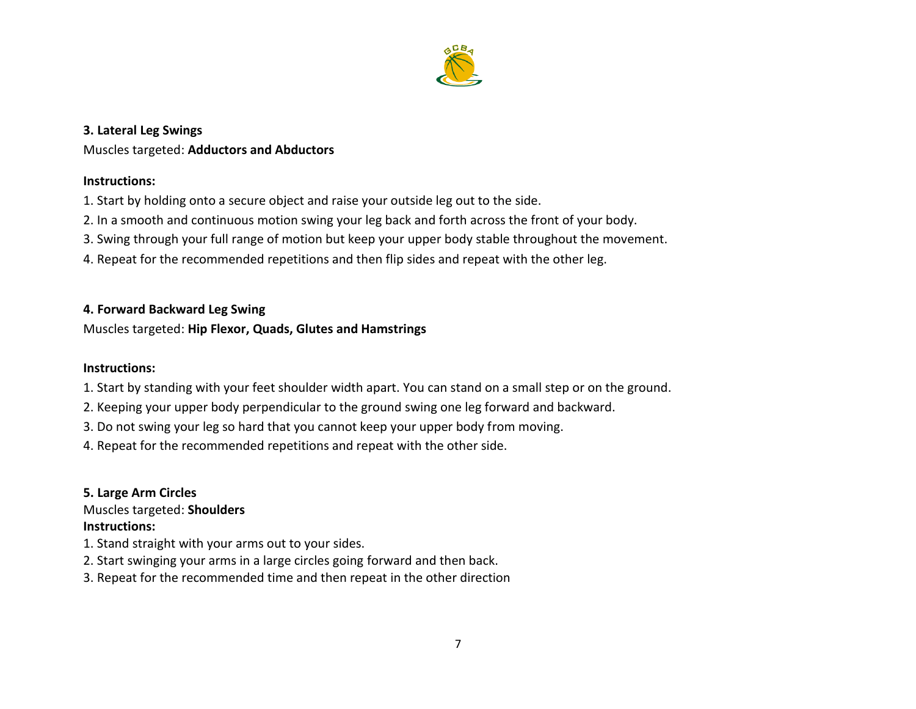**3. Lateral Leg Swings**

Muscles targeted: **Adductors and Abductors**

**Instructions:**

1. Start by holding onto a secure object and raise your outside leg out to the side.
2. In a smooth and continuous motion swing your leg back and forth across the front of your body.
3. Swing through your full range of motion but keep your upper body stable throughout the movement.
4. Repeat for the recommended repetitions and then flip sides and repeat with the other leg.

**4. Forward Backward Leg Swing**

Muscles targeted: **Hip Flexor, Quads, Glutes and Hamstrings**

**Instructions:**

1. Start by standing with your feet shoulder width apart. You can stand on a small step or on the ground.
2. Keeping your upper body perpendicular to the ground swing one leg forward and backward.
3. Do not swing your leg so hard that you cannot keep your upper body from moving.
4. Repeat for the recommended repetitions and repeat with the other side.

**5. Large Arm Circles**

Muscles targeted: **Shoulders**

**Instructions:**

1. Stand straight with your arms out to your sides.
2. Start swinging your arms in a large circles going forward and then back.
3. Repeat for the recommended time and then repeat in the other direction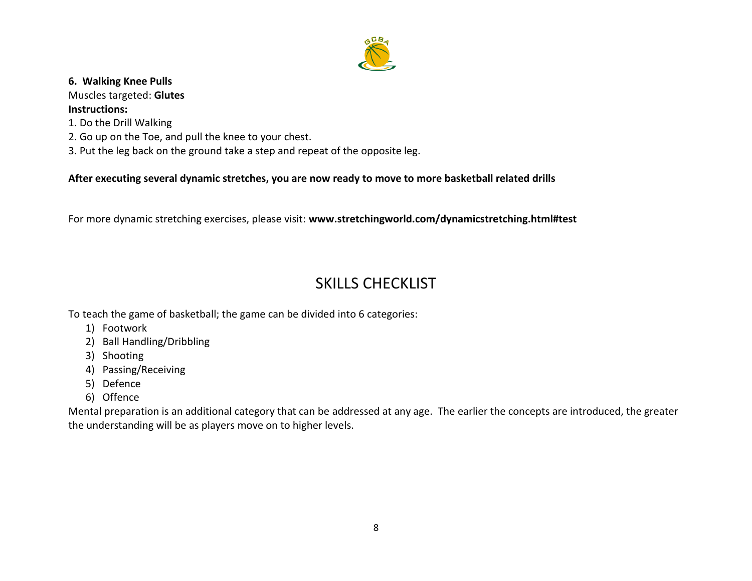**6. Walking Knee Pulls**

Muscles targeted: **Glutes**

**Instructions:**

1. Do the Drill Walking
2. Go up on the Toe, and pull the knee to your chest.
3. Put the leg back on the ground take a step and repeat of the opposite leg.

**After executing several dynamic stretches, you are now ready to move to more basketball related drills**

For more dynamic stretching exercises, please visit: **www.stretchingworld.com/dynamicstretching.html#test**

## SKILLS CHECKLIST

To teach the game of basketball; the game can be divided into 6 categories:

1) Footwork
2) Ball Handling/Dribbling
3) Shooting
4) Passing/Receiving
5) Defence
6) Offence

Mental preparation is an additional category that can be addressed at any age. The earlier the concepts are introduced, the greater the understanding will be as players move on to higher levels.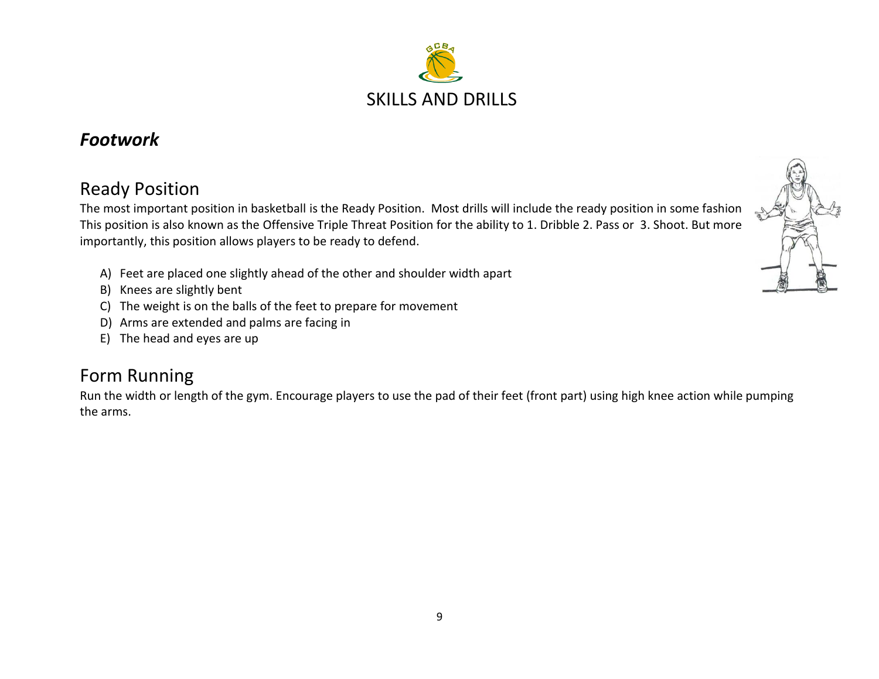# SKILLS AND DRILLS

## *Footwork*

### Ready Position

The most important position in basketball is the Ready Position. Most drills will include the ready position in some fashion This position is also known as the Offensive Triple Threat Position for the ability to 1. Dribble 2. Pass or 3. Shoot. But more importantly, this position allows players to be ready to defend.

A) Feet are placed one slightly ahead of the other and shoulder width apart
B) Knees are slightly bent
C) The weight is on the balls of the feet to prepare for movement
D) Arms are extended and palms are facing in
E) The head and eyes are up

### Form Running

Run the width or length of the gym. Encourage players to use the pad of their feet (front part) using high knee action while pumping the arms.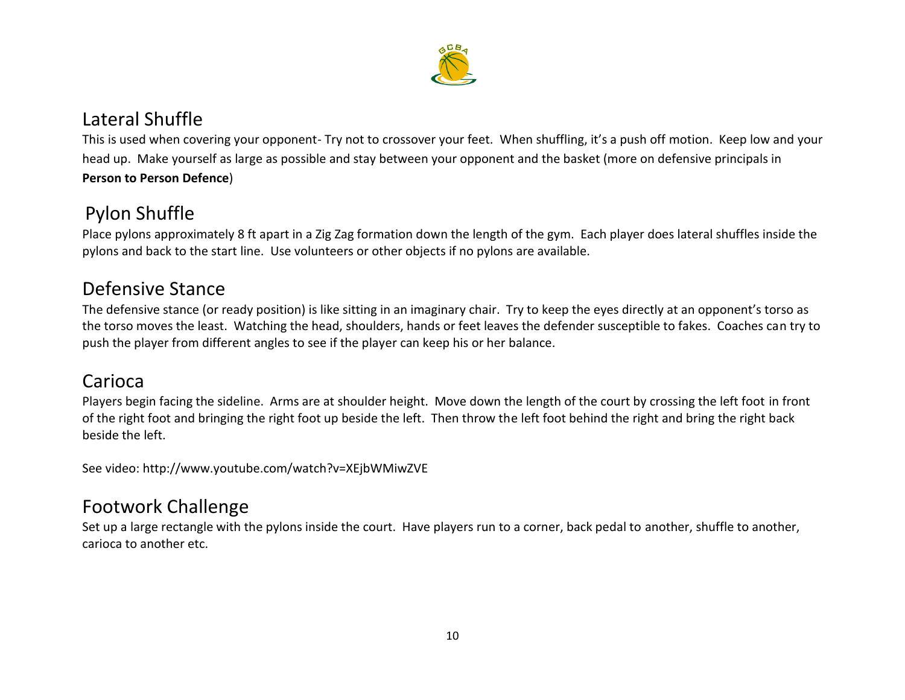## Lateral Shuffle

This is used when covering your opponent- Try not to crossover your feet. When shuffling, it's a push off motion. Keep low and your head up. Make yourself as large as possible and stay between your opponent and the basket (more on defensive principals in **Person to Person Defence**)

## Pylon Shuffle

Place pylons approximately 8 ft apart in a Zig Zag formation down the length of the gym. Each player does lateral shuffles inside the pylons and back to the start line. Use volunteers or other objects if no pylons are available.

## Defensive Stance

The defensive stance (or ready position) is like sitting in an imaginary chair. Try to keep the eyes directly at an opponent's torso as the torso moves the least. Watching the head, shoulders, hands or feet leaves the defender susceptible to fakes. Coaches can try to push the player from different angles to see if the player can keep his or her balance.

## Carioca

Players begin facing the sideline. Arms are at shoulder height. Move down the length of the court by crossing the left foot in front of the right foot and bringing the right foot up beside the left. Then throw the left foot behind the right and bring the right back beside the left.

See video: http://www.youtube.com/watch?v=XEjbWMiwZVE

## Footwork Challenge

Set up a large rectangle with the pylons inside the court. Have players run to a corner, back pedal to another, shuffle to another, carioca to another etc.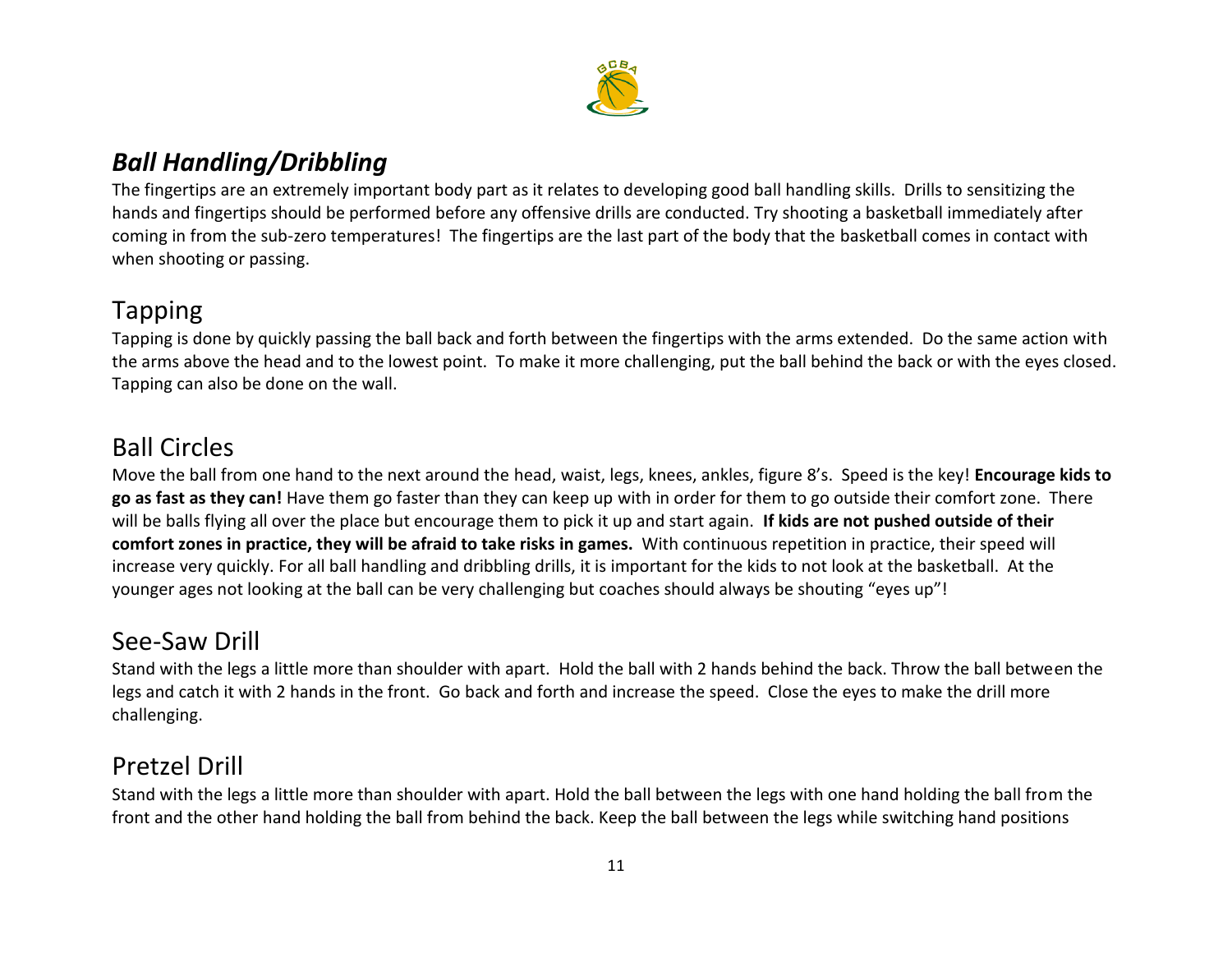## *Ball Handling/Dribbling*

The fingertips are an extremely important body part as it relates to developing good ball handling skills. Drills to sensitizing the hands and fingertips should be performed before any offensive drills are conducted. Try shooting a basketball immediately after coming in from the sub-zero temperatures! The fingertips are the last part of the body that the basketball comes in contact with when shooting or passing.

### Tapping

Tapping is done by quickly passing the ball back and forth between the fingertips with the arms extended. Do the same action with the arms above the head and to the lowest point. To make it more challenging, put the ball behind the back or with the eyes closed. Tapping can also be done on the wall.

### Ball Circles

Move the ball from one hand to the next around the head, waist, legs, knees, ankles, figure 8's. Speed is the key! **Encourage kids to go as fast as they can!** Have them go faster than they can keep up with in order for them to go outside their comfort zone. There will be balls flying all over the place but encourage them to pick it up and start again. **If kids are not pushed outside of their comfort zones in practice, they will be afraid to take risks in games.** With continuous repetition in practice, their speed will increase very quickly. For all ball handling and dribbling drills, it is important for the kids to not look at the basketball. At the younger ages not looking at the ball can be very challenging but coaches should always be shouting "eyes up"!

### See-Saw Drill

Stand with the legs a little more than shoulder with apart. Hold the ball with 2 hands behind the back. Throw the ball between the legs and catch it with 2 hands in the front. Go back and forth and increase the speed. Close the eyes to make the drill more challenging.

### Pretzel Drill

Stand with the legs a little more than shoulder with apart. Hold the ball between the legs with one hand holding the ball from the front and the other hand holding the ball from behind the back. Keep the ball between the legs while switching hand positions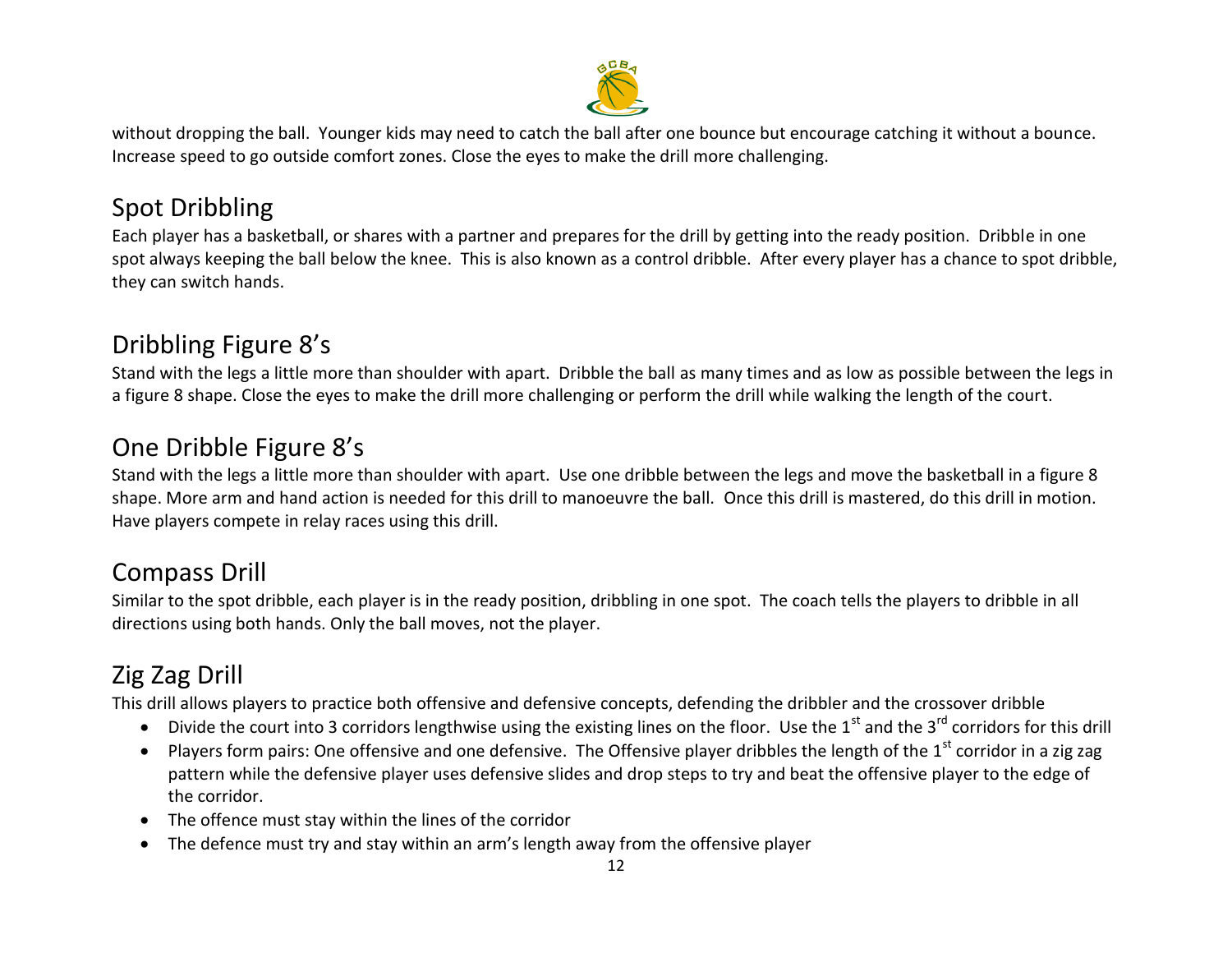without dropping the ball. Younger kids may need to catch the ball after one bounce but encourage catching it without a bounce. Increase speed to go outside comfort zones. Close the eyes to make the drill more challenging.

## Spot Dribbling

Each player has a basketball, or shares with a partner and prepares for the drill by getting into the ready position. Dribble in one spot always keeping the ball below the knee. This is also known as a control dribble. After every player has a chance to spot dribble, they can switch hands.

## Dribbling Figure 8's

Stand with the legs a little more than shoulder with apart. Dribble the ball as many times and as low as possible between the legs in a figure 8 shape. Close the eyes to make the drill more challenging or perform the drill while walking the length of the court.

## One Dribble Figure 8's

Stand with the legs a little more than shoulder with apart. Use one dribble between the legs and move the basketball in a figure 8 shape. More arm and hand action is needed for this drill to manoeuvre the ball. Once this drill is mastered, do this drill in motion. Have players compete in relay races using this drill.

## Compass Drill

Similar to the spot dribble, each player is in the ready position, dribbling in one spot. The coach tells the players to dribble in all directions using both hands. Only the ball moves, not the player.

## Zig Zag Drill

This drill allows players to practice both offensive and defensive concepts, defending the dribbler and the crossover dribble

- Divide the court into 3 corridors lengthwise using the existing lines on the floor. Use the 1st and the 3rd corridors for this drill
- Players form pairs: One offensive and one defensive. The Offensive player dribbles the length of the 1st corridor in a zig zag pattern while the defensive player uses defensive slides and drop steps to try and beat the offensive player to the edge of the corridor.
- The offence must stay within the lines of the corridor
- The defence must try and stay within an arm's length away from the offensive player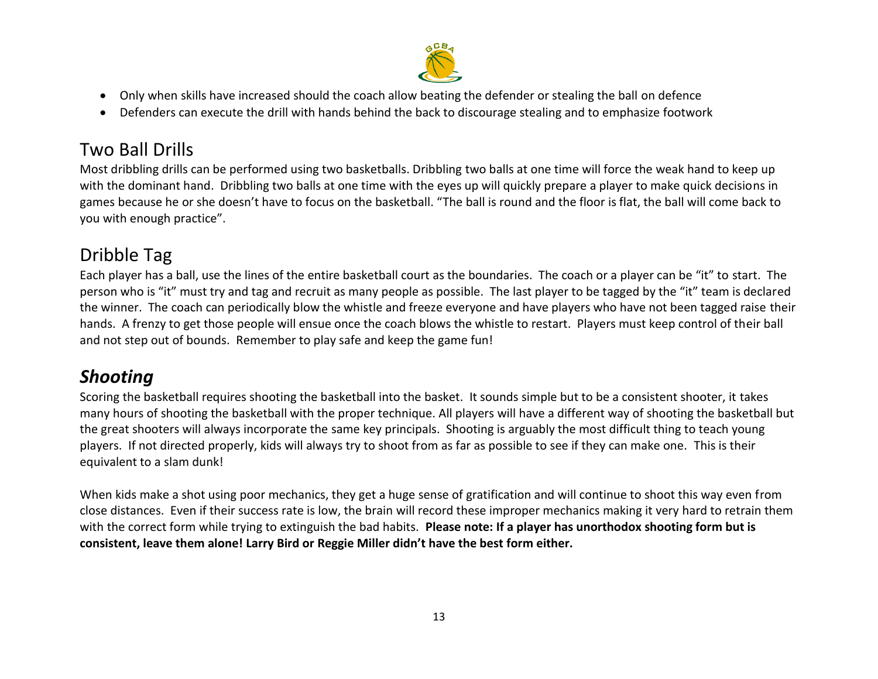- Only when skills have increased should the coach allow beating the defender or stealing the ball on defence
- Defenders can execute the drill with hands behind the back to discourage stealing and to emphasize footwork

## Two Ball Drills

Most dribbling drills can be performed using two basketballs. Dribbling two balls at one time will force the weak hand to keep up with the dominant hand. Dribbling two balls at one time with the eyes up will quickly prepare a player to make quick decisions in games because he or she doesn't have to focus on the basketball. "The ball is round and the floor is flat, the ball will come back to you with enough practice".

## Dribble Tag

Each player has a ball, use the lines of the entire basketball court as the boundaries. The coach or a player can be "it" to start. The person who is "it" must try and tag and recruit as many people as possible. The last player to be tagged by the "it" team is declared the winner. The coach can periodically blow the whistle and freeze everyone and have players who have not been tagged raise their hands. A frenzy to get those people will ensue once the coach blows the whistle to restart. Players must keep control of their ball and not step out of bounds. Remember to play safe and keep the game fun!

## *Shooting*

Scoring the basketball requires shooting the basketball into the basket. It sounds simple but to be a consistent shooter, it takes many hours of shooting the basketball with the proper technique. All players will have a different way of shooting the basketball but the great shooters will always incorporate the same key principals. Shooting is arguably the most difficult thing to teach young players. If not directed properly, kids will always try to shoot from as far as possible to see if they can make one. This is their equivalent to a slam dunk!

When kids make a shot using poor mechanics, they get a huge sense of gratification and will continue to shoot this way even from close distances. Even if their success rate is low, the brain will record these improper mechanics making it very hard to retrain them with the correct form while trying to extinguish the bad habits. **Please note: If a player has unorthodox shooting form but is consistent, leave them alone! Larry Bird or Reggie Miller didn't have the best form either.**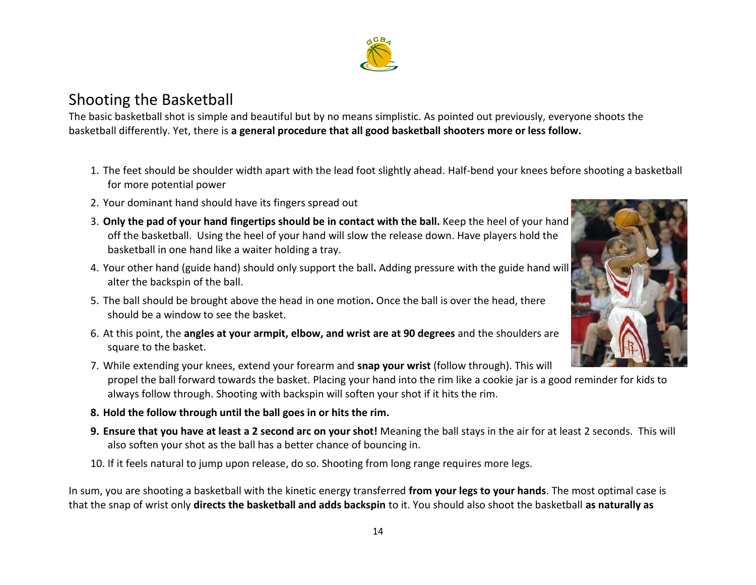# Shooting the Basketball

The basic basketball shot is simple and beautiful but by no means simplistic. As pointed out previously, everyone shoots the basketball differently. Yet, there is **a general procedure that all good basketball shooters more or less follow.**

1. The feet should be shoulder width apart with the lead foot slightly ahead. Half-bend your knees before shooting a basketball for more potential power
2. Your dominant hand should have its fingers spread out
3. **Only the pad of your hand fingertips should be in contact with the ball.** Keep the heel of your hand off the basketball. Using the heel of your hand will slow the release down. Have players hold the basketball in one hand like a waiter holding a tray.
4. Your other hand (guide hand) should only support the ball**.** Adding pressure with the guide hand will alter the backspin of the ball.
5. The ball should be brought above the head in one motion**.** Once the ball is over the head, there should be a window to see the basket.
6. At this point, the **angles at your armpit, elbow, and wrist are at 90 degrees** and the shoulders are square to the basket.
7. While extending your knees, extend your forearm and **snap your wrist** (follow through). This will propel the ball forward towards the basket. Placing your hand into the rim like a cookie jar is a good reminder for kids to always follow through. Shooting with backspin will soften your shot if it hits the rim.
8. **Hold the follow through until the ball goes in or hits the rim.**
9. **Ensure that you have at least a 2 second arc on your shot!** Meaning the ball stays in the air for at least 2 seconds. This will also soften your shot as the ball has a better chance of bouncing in.
10. If it feels natural to jump upon release, do so. Shooting from long range requires more legs.

In sum, you are shooting a basketball with the kinetic energy transferred **from your legs to your hands**. The most optimal case is that the snap of wrist only **directs the basketball and adds backspin** to it. You should also shoot the basketball **as naturally as**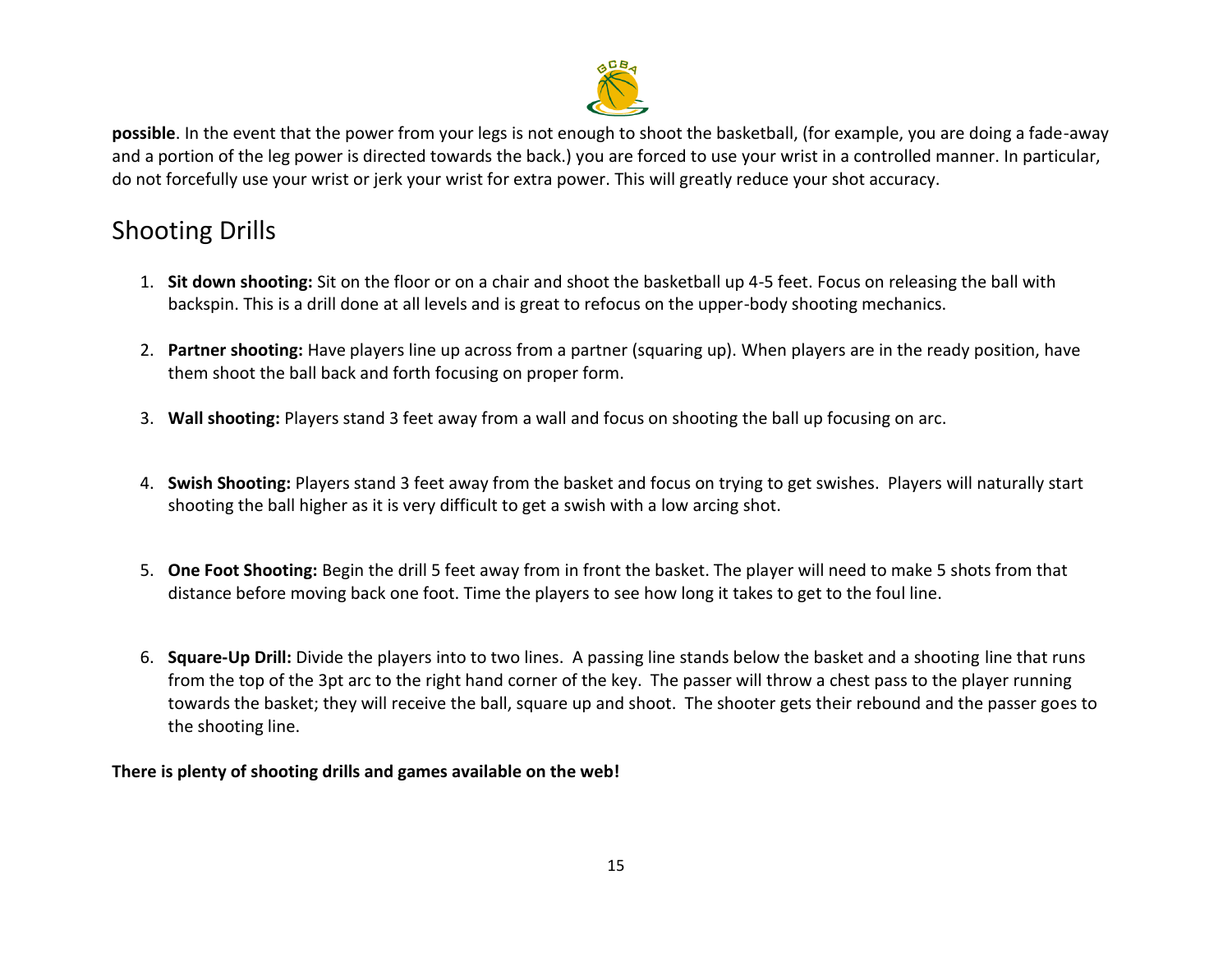**possible**. In the event that the power from your legs is not enough to shoot the basketball, (for example, you are doing a fade-away and a portion of the leg power is directed towards the back.) you are forced to use your wrist in a controlled manner. In particular, do not forcefully use your wrist or jerk your wrist for extra power. This will greatly reduce your shot accuracy.

## Shooting Drills

1. **Sit down shooting:** Sit on the floor or on a chair and shoot the basketball up 4-5 feet. Focus on releasing the ball with backspin. This is a drill done at all levels and is great to refocus on the upper-body shooting mechanics.

2. **Partner shooting:** Have players line up across from a partner (squaring up). When players are in the ready position, have them shoot the ball back and forth focusing on proper form.

3. **Wall shooting:** Players stand 3 feet away from a wall and focus on shooting the ball up focusing on arc.

4. **Swish Shooting:** Players stand 3 feet away from the basket and focus on trying to get swishes. Players will naturally start shooting the ball higher as it is very difficult to get a swish with a low arcing shot.

5. **One Foot Shooting:** Begin the drill 5 feet away from in front the basket. The player will need to make 5 shots from that distance before moving back one foot. Time the players to see how long it takes to get to the foul line.

6. **Square-Up Drill:** Divide the players into to two lines. A passing line stands below the basket and a shooting line that runs from the top of the 3pt arc to the right hand corner of the key. The passer will throw a chest pass to the player running towards the basket; they will receive the ball, square up and shoot. The shooter gets their rebound and the passer goes to the shooting line.

**There is plenty of shooting drills and games available on the web!**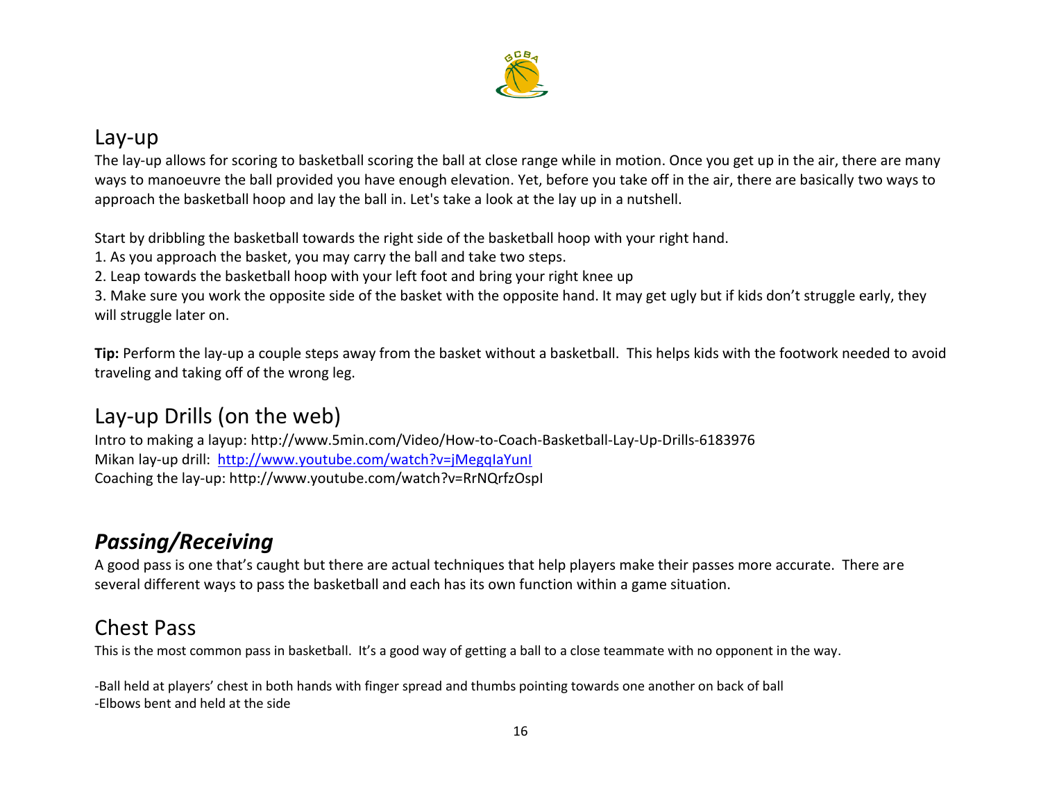## Lay-up

The lay-up allows for scoring to basketball scoring the ball at close range while in motion. Once you get up in the air, there are many ways to manoeuvre the ball provided you have enough elevation. Yet, before you take off in the air, there are basically two ways to approach the basketball hoop and lay the ball in. Let's take a look at the lay up in a nutshell.

Start by dribbling the basketball towards the right side of the basketball hoop with your right hand.

1. As you approach the basket, you may carry the ball and take two steps.
2. Leap towards the basketball hoop with your left foot and bring your right knee up
3. Make sure you work the opposite side of the basket with the opposite hand. It may get ugly but if kids don't struggle early, they will struggle later on.

**Tip:** Perform the lay-up a couple steps away from the basket without a basketball. This helps kids with the footwork needed to avoid traveling and taking off of the wrong leg.

## Lay-up Drills (on the web)

Intro to making a layup: http://www.5min.com/Video/How-to-Coach-Basketball-Lay-Up-Drills-6183976
Mikan lay-up drill: [http://www.youtube.com/watch?v=jMegqIaYunI](http://www.youtube.com/watch?v=jMegqIaYunI)
Coaching the lay-up: http://www.youtube.com/watch?v=RrNQrfzOspI

## ***Passing/Receiving***

A good pass is one that's caught but there are actual techniques that help players make their passes more accurate. There are several different ways to pass the basketball and each has its own function within a game situation.

## Chest Pass

This is the most common pass in basketball. It's a good way of getting a ball to a close teammate with no opponent in the way.

-Ball held at players' chest in both hands with finger spread and thumbs pointing towards one another on back of ball
-Elbows bent and held at the side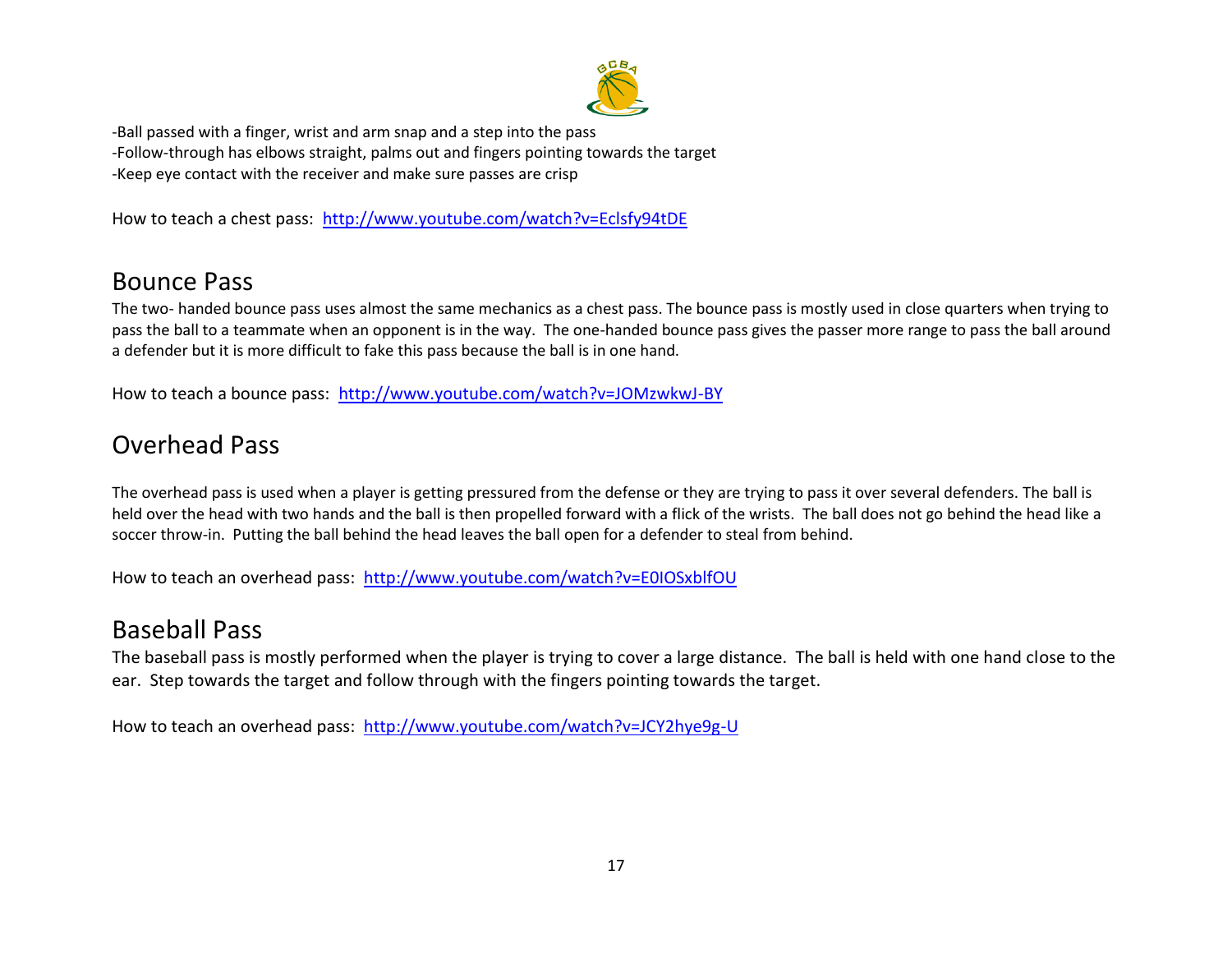-Ball passed with a finger, wrist and arm snap and a step into the pass
-Follow-through has elbows straight, palms out and fingers pointing towards the target
-Keep eye contact with the receiver and make sure passes are crisp

How to teach a chest pass: http://www.youtube.com/watch?v=Eclsfy94tDE

## Bounce Pass

The two- handed bounce pass uses almost the same mechanics as a chest pass. The bounce pass is mostly used in close quarters when trying to pass the ball to a teammate when an opponent is in the way. The one-handed bounce pass gives the passer more range to pass the ball around a defender but it is more difficult to fake this pass because the ball is in one hand.

How to teach a bounce pass: http://www.youtube.com/watch?v=JOMzwkwJ-BY

## Overhead Pass

The overhead pass is used when a player is getting pressured from the defense or they are trying to pass it over several defenders. The ball is held over the head with two hands and the ball is then propelled forward with a flick of the wrists. The ball does not go behind the head like a soccer throw-in. Putting the ball behind the head leaves the ball open for a defender to steal from behind.

How to teach an overhead pass: http://www.youtube.com/watch?v=E0IOSxblfOU

## Baseball Pass

The baseball pass is mostly performed when the player is trying to cover a large distance. The ball is held with one hand close to the ear. Step towards the target and follow through with the fingers pointing towards the target.

How to teach an overhead pass: http://www.youtube.com/watch?v=JCY2hye9g-U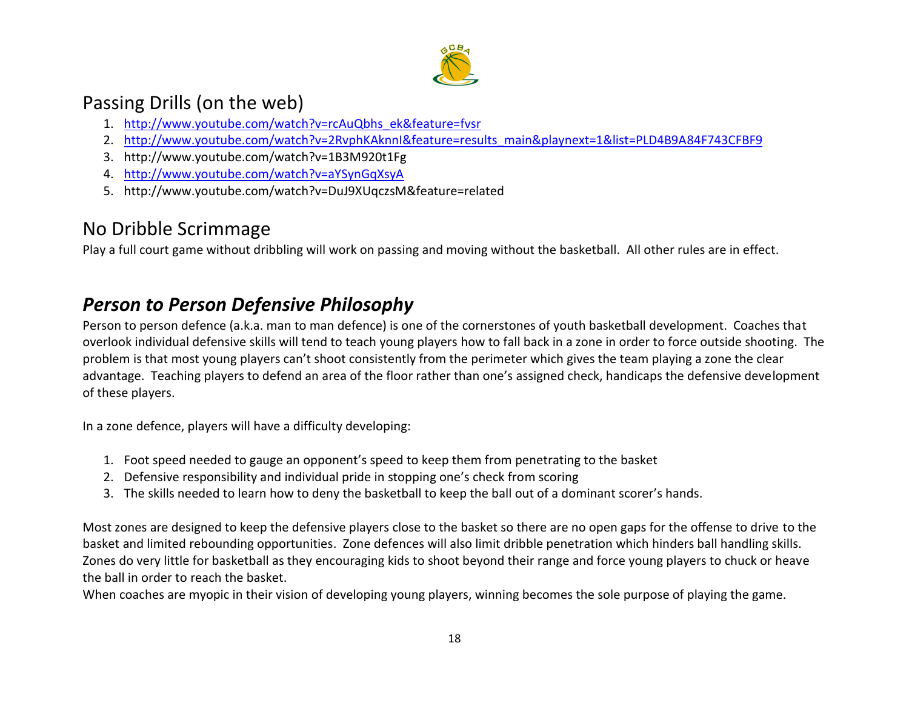## Passing Drills (on the web)

1. http://www.youtube.com/watch?v=rcAuQbhs_ek&feature=fvsr
2. http://www.youtube.com/watch?v=2RvphKAknnI&feature=results_main&playnext=1&list=PLD4B9A84F743CFBF9
3. http://www.youtube.com/watch?v=1B3M920t1Fg
4. http://www.youtube.com/watch?v=aYSynGqXsyA
5. http://www.youtube.com/watch?v=DuJ9XUqczsM&feature=related

## No Dribble Scrimmage

Play a full court game without dribbling will work on passing and moving without the basketball. All other rules are in effect.

## ***Person to Person Defensive Philosophy***

Person to person defence (a.k.a. man to man defence) is one of the cornerstones of youth basketball development. Coaches that overlook individual defensive skills will tend to teach young players how to fall back in a zone in order to force outside shooting. The problem is that most young players can't shoot consistently from the perimeter which gives the team playing a zone the clear advantage. Teaching players to defend an area of the floor rather than one's assigned check, handicaps the defensive development of these players.

In a zone defence, players will have a difficulty developing:

1. Foot speed needed to gauge an opponent's speed to keep them from penetrating to the basket
2. Defensive responsibility and individual pride in stopping one's check from scoring
3. The skills needed to learn how to deny the basketball to keep the ball out of a dominant scorer's hands.

Most zones are designed to keep the defensive players close to the basket so there are no open gaps for the offense to drive to the basket and limited rebounding opportunities. Zone defences will also limit dribble penetration which hinders ball handling skills. Zones do very little for basketball as they encouraging kids to shoot beyond their range and force young players to chuck or heave the ball in order to reach the basket.
When coaches are myopic in their vision of developing young players, winning becomes the sole purpose of playing the game.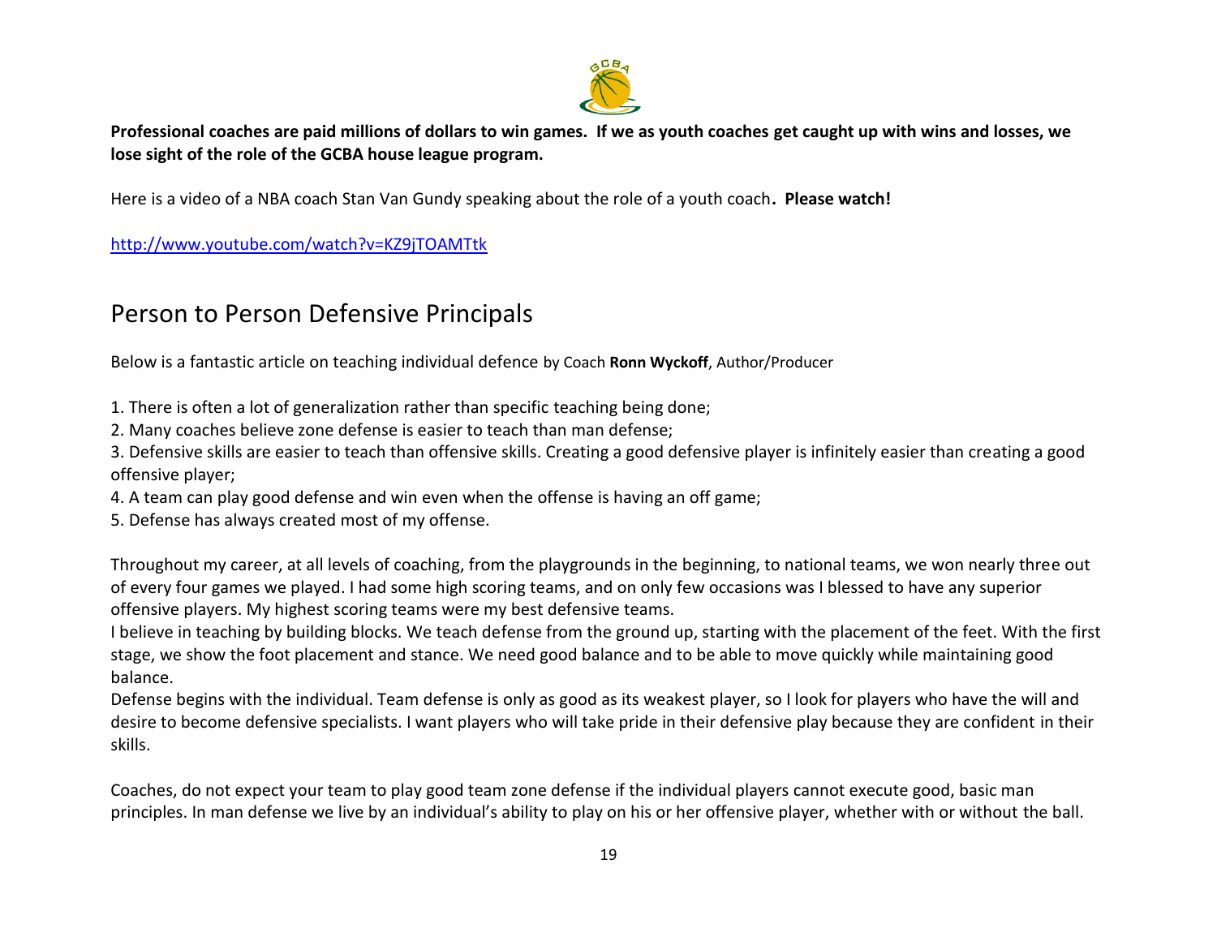**Professional coaches are paid millions of dollars to win games. If we as youth coaches get caught up with wins and losses, we lose sight of the role of the GCBA house league program.**

Here is a video of a NBA coach Stan Van Gundy speaking about the role of a youth coach**. Please watch!**

http://www.youtube.com/watch?v=KZ9jTOAMTtk

## Person to Person Defensive Principals

Below is a fantastic article on teaching individual defence by Coach **Ronn Wyckoff**, Author/Producer

1. There is often a lot of generalization rather than specific teaching being done;
2. Many coaches believe zone defense is easier to teach than man defense;
3. Defensive skills are easier to teach than offensive skills. Creating a good defensive player is infinitely easier than creating a good offensive player;
4. A team can play good defense and win even when the offense is having an off game;
5. Defense has always created most of my offense.

Throughout my career, at all levels of coaching, from the playgrounds in the beginning, to national teams, we won nearly three out of every four games we played. I had some high scoring teams, and on only few occasions was I blessed to have any superior offensive players. My highest scoring teams were my best defensive teams.
I believe in teaching by building blocks. We teach defense from the ground up, starting with the placement of the feet. With the first stage, we show the foot placement and stance. We need good balance and to be able to move quickly while maintaining good balance.
Defense begins with the individual. Team defense is only as good as its weakest player, so I look for players who have the will and desire to become defensive specialists. I want players who will take pride in their defensive play because they are confident in their skills.

Coaches, do not expect your team to play good team zone defense if the individual players cannot execute good, basic man principles. In man defense we live by an individual's ability to play on his or her offensive player, whether with or without the ball.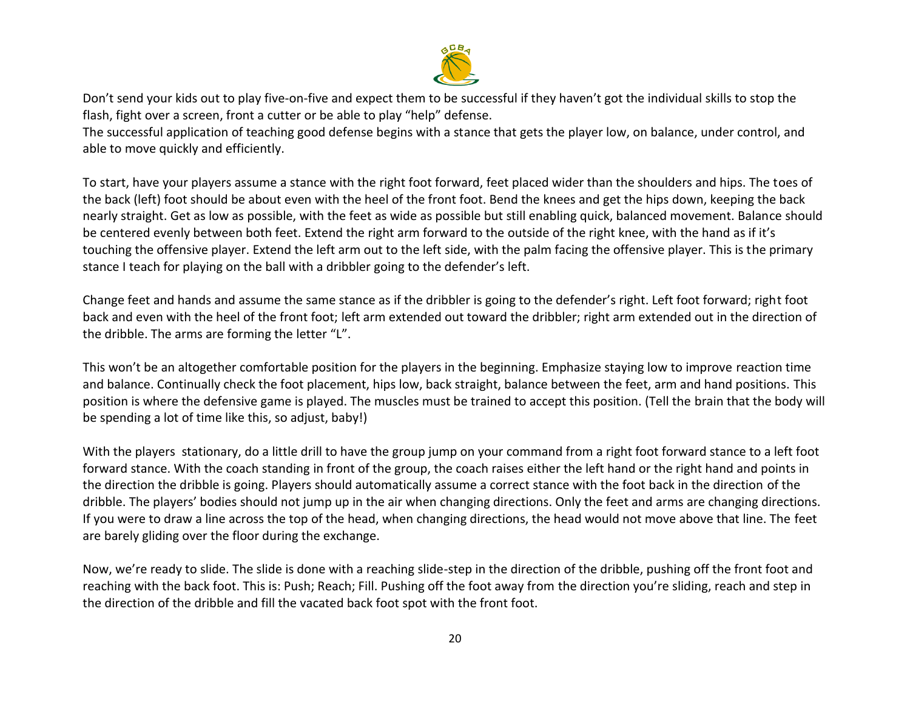Don't send your kids out to play five-on-five and expect them to be successful if they haven't got the individual skills to stop the flash, fight over a screen, front a cutter or be able to play "help" defense.
The successful application of teaching good defense begins with a stance that gets the player low, on balance, under control, and able to move quickly and efficiently.

To start, have your players assume a stance with the right foot forward, feet placed wider than the shoulders and hips. The toes of the back (left) foot should be about even with the heel of the front foot. Bend the knees and get the hips down, keeping the back nearly straight. Get as low as possible, with the feet as wide as possible but still enabling quick, balanced movement. Balance should be centered evenly between both feet. Extend the right arm forward to the outside of the right knee, with the hand as if it's touching the offensive player. Extend the left arm out to the left side, with the palm facing the offensive player. This is the primary stance I teach for playing on the ball with a dribbler going to the defender's left.

Change feet and hands and assume the same stance as if the dribbler is going to the defender's right. Left foot forward; right foot back and even with the heel of the front foot; left arm extended out toward the dribbler; right arm extended out in the direction of the dribble. The arms are forming the letter "L".

This won't be an altogether comfortable position for the players in the beginning. Emphasize staying low to improve reaction time and balance. Continually check the foot placement, hips low, back straight, balance between the feet, arm and hand positions. This position is where the defensive game is played. The muscles must be trained to accept this position. (Tell the brain that the body will be spending a lot of time like this, so adjust, baby!)

With the players stationary, do a little drill to have the group jump on your command from a right foot forward stance to a left foot forward stance. With the coach standing in front of the group, the coach raises either the left hand or the right hand and points in the direction the dribble is going. Players should automatically assume a correct stance with the foot back in the direction of the dribble. The players' bodies should not jump up in the air when changing directions. Only the feet and arms are changing directions. If you were to draw a line across the top of the head, when changing directions, the head would not move above that line. The feet are barely gliding over the floor during the exchange.

Now, we're ready to slide. The slide is done with a reaching slide-step in the direction of the dribble, pushing off the front foot and reaching with the back foot. This is: Push; Reach; Fill. Pushing off the foot away from the direction you're sliding, reach and step in the direction of the dribble and fill the vacated back foot spot with the front foot.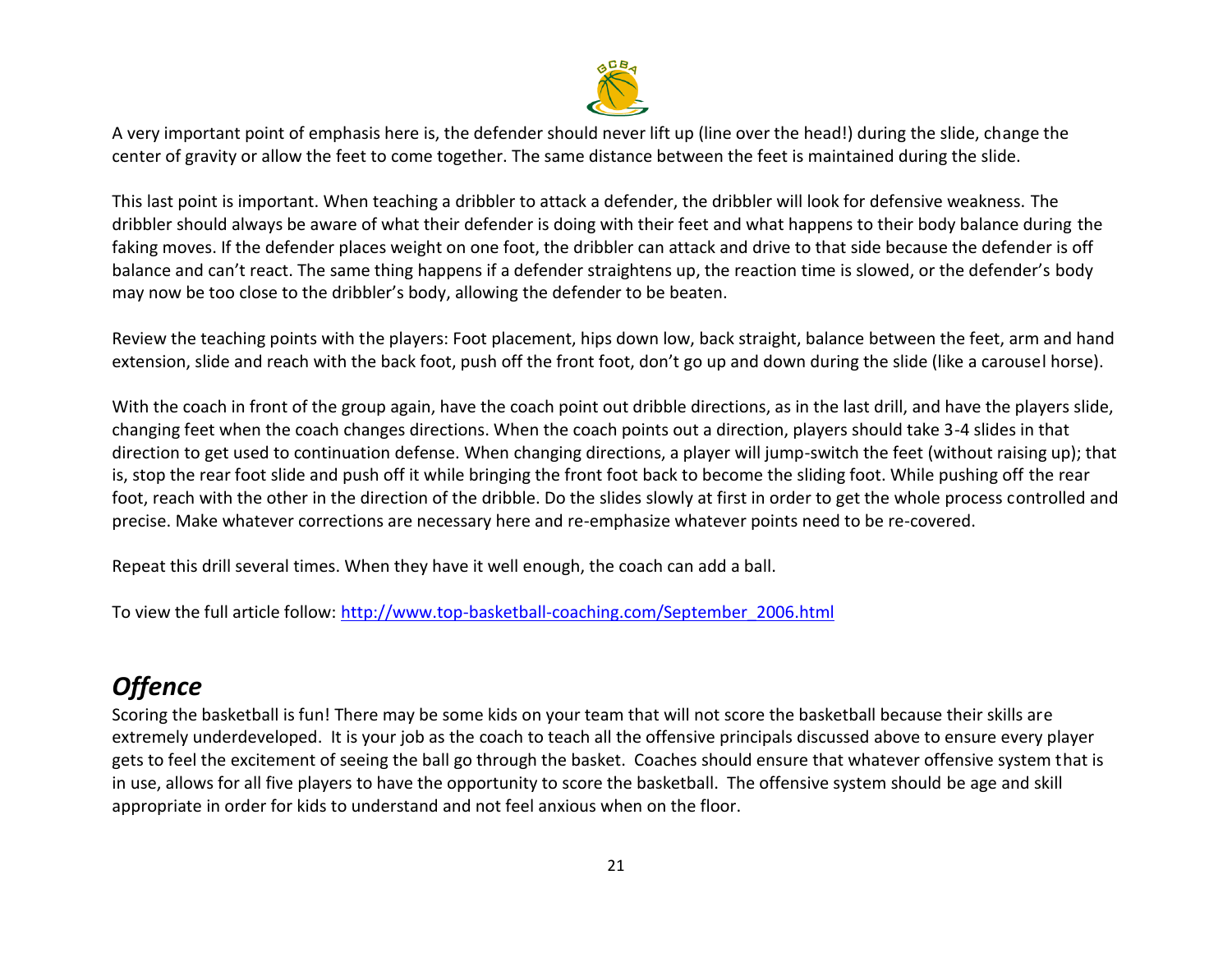A very important point of emphasis here is, the defender should never lift up (line over the head!) during the slide, change the center of gravity or allow the feet to come together. The same distance between the feet is maintained during the slide.

This last point is important. When teaching a dribbler to attack a defender, the dribbler will look for defensive weakness. The dribbler should always be aware of what their defender is doing with their feet and what happens to their body balance during the faking moves. If the defender places weight on one foot, the dribbler can attack and drive to that side because the defender is off balance and can't react. The same thing happens if a defender straightens up, the reaction time is slowed, or the defender's body may now be too close to the dribbler's body, allowing the defender to be beaten.

Review the teaching points with the players: Foot placement, hips down low, back straight, balance between the feet, arm and hand extension, slide and reach with the back foot, push off the front foot, don't go up and down during the slide (like a carousel horse).

With the coach in front of the group again, have the coach point out dribble directions, as in the last drill, and have the players slide, changing feet when the coach changes directions. When the coach points out a direction, players should take 3-4 slides in that direction to get used to continuation defense. When changing directions, a player will jump-switch the feet (without raising up); that is, stop the rear foot slide and push off it while bringing the front foot back to become the sliding foot. While pushing off the rear foot, reach with the other in the direction of the dribble. Do the slides slowly at first in order to get the whole process controlled and precise. Make whatever corrections are necessary here and re-emphasize whatever points need to be re-covered.

Repeat this drill several times. When they have it well enough, the coach can add a ball.

To view the full article follow: [http://www.top-basketball-coaching.com/September_2006.html](http://www.top-basketball-coaching.com/September_2006.html)

## *Offence*

Scoring the basketball is fun! There may be some kids on your team that will not score the basketball because their skills are extremely underdeveloped. It is your job as the coach to teach all the offensive principals discussed above to ensure every player gets to feel the excitement of seeing the ball go through the basket. Coaches should ensure that whatever offensive system that is in use, allows for all five players to have the opportunity to score the basketball. The offensive system should be age and skill appropriate in order for kids to understand and not feel anxious when on the floor.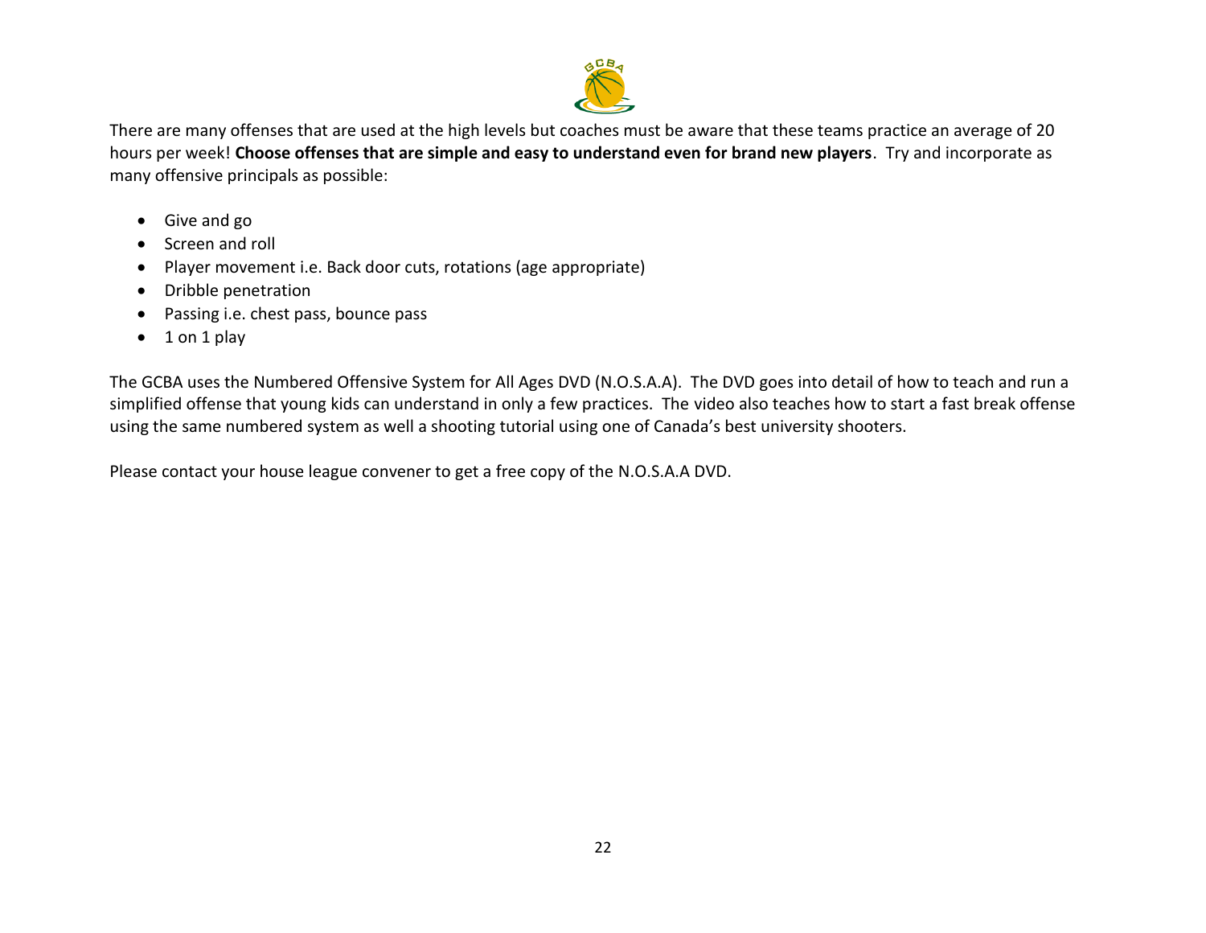There are many offenses that are used at the high levels but coaches must be aware that these teams practice an average of 20 hours per week! **Choose offenses that are simple and easy to understand even for brand new players**. Try and incorporate as many offensive principals as possible:

- Give and go
- Screen and roll
- Player movement i.e. Back door cuts, rotations (age appropriate)
- Dribble penetration
- Passing i.e. chest pass, bounce pass
- 1 on 1 play

The GCBA uses the Numbered Offensive System for All Ages DVD (N.O.S.A.A). The DVD goes into detail of how to teach and run a simplified offense that young kids can understand in only a few practices. The video also teaches how to start a fast break offense using the same numbered system as well a shooting tutorial using one of Canada's best university shooters.

Please contact your house league convener to get a free copy of the N.O.S.A.A DVD.